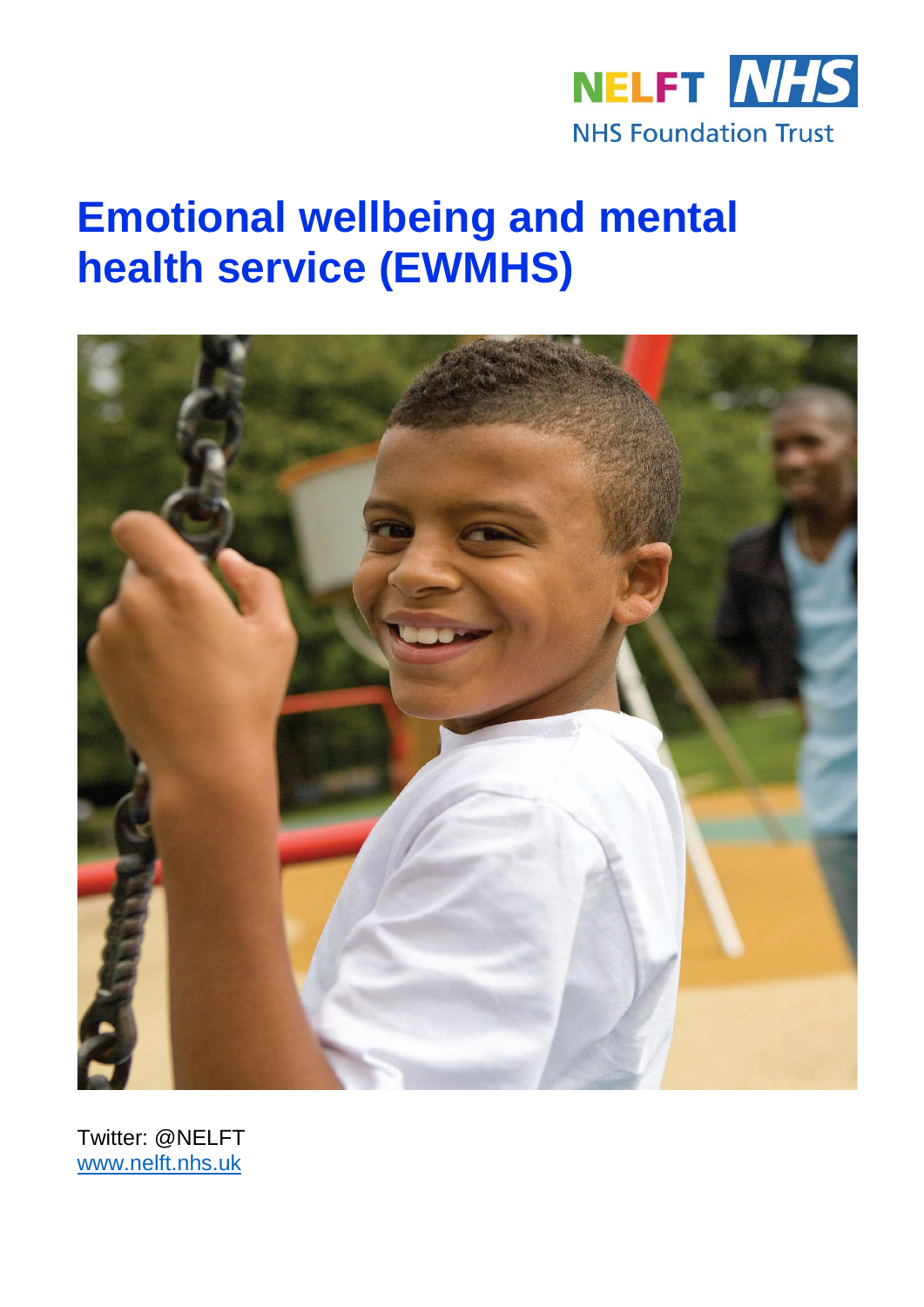NELFT NHS
NHS Foundation Trust

# Emotional wellbeing and mental health service (EWMHS)

Twitter: @NELFT
www.nelft.nhs.uk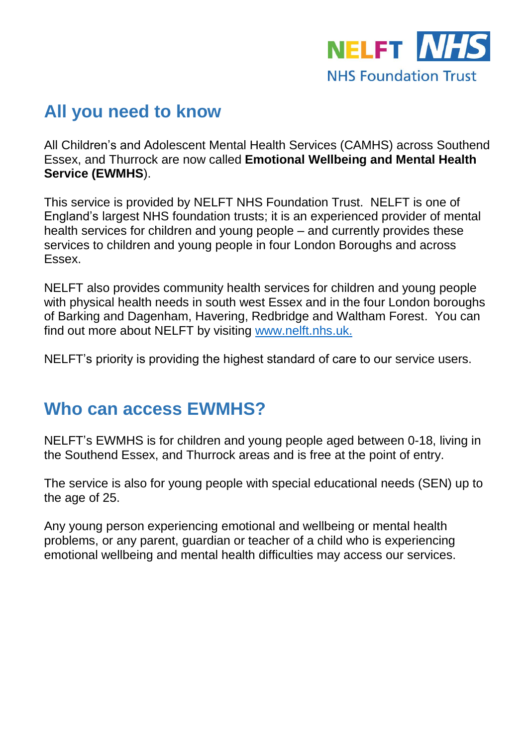## All you need to know

All Children's and Adolescent Mental Health Services (CAMHS) across Southend Essex, and Thurrock are now called **Emotional Wellbeing and Mental Health Service (EWMHS**).

This service is provided by NELFT NHS Foundation Trust. NELFT is one of England's largest NHS foundation trusts; it is an experienced provider of mental health services for children and young people – and currently provides these services to children and young people in four London Boroughs and across Essex.

NELFT also provides community health services for children and young people with physical health needs in south west Essex and in the four London boroughs of Barking and Dagenham, Havering, Redbridge and Waltham Forest. You can find out more about NELFT by visiting [www.nelft.nhs.uk.](http://www.nelft.nhs.uk)

NELFT's priority is providing the highest standard of care to our service users.

## Who can access EWMHS?

NELFT's EWMHS is for children and young people aged between 0-18, living in the Southend Essex, and Thurrock areas and is free at the point of entry.

The service is also for young people with special educational needs (SEN) up to the age of 25.

Any young person experiencing emotional and wellbeing or mental health problems, or any parent, guardian or teacher of a child who is experiencing emotional wellbeing and mental health difficulties may access our services.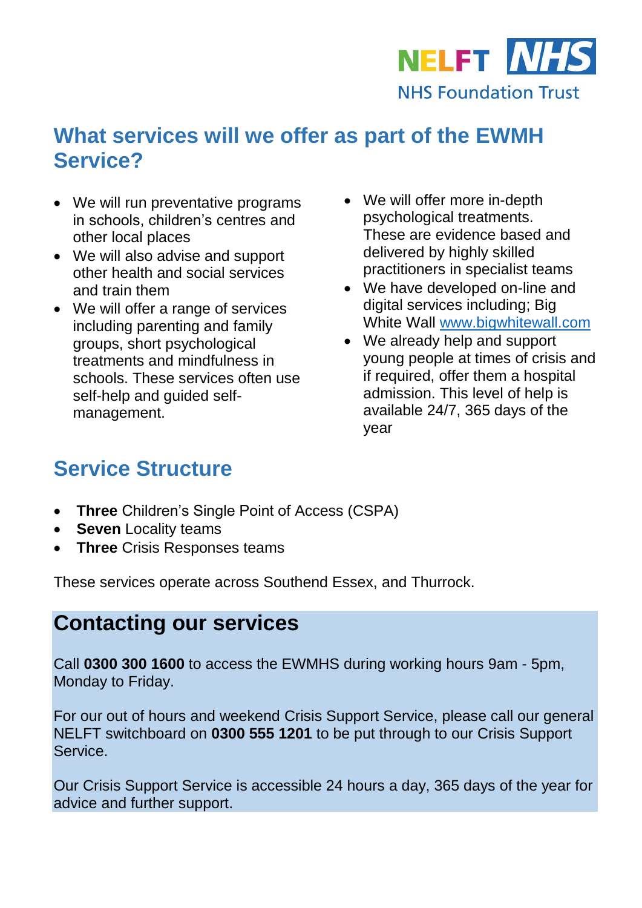## What services will we offer as part of the EWMH Service?

- We will run preventative programs in schools, children's centres and other local places
- We will also advise and support other health and social services and train them
- We will offer a range of services including parenting and family groups, short psychological treatments and mindfulness in schools. These services often use self-help and guided self-management.
- We will offer more in-depth psychological treatments. These are evidence based and delivered by highly skilled practitioners in specialist teams
- We have developed on-line and digital services including; Big White Wall www.bigwhitewall.com
- We already help and support young people at times of crisis and if required, offer them a hospital admission. This level of help is available 24/7, 365 days of the year

## Service Structure

- **Three** Children's Single Point of Access (CSPA)
- **Seven** Locality teams
- **Three** Crisis Responses teams

These services operate across Southend Essex, and Thurrock.

## Contacting our services

Call **0300 300 1600** to access the EWMHS during working hours 9am - 5pm, Monday to Friday.

For our out of hours and weekend Crisis Support Service, please call our general NELFT switchboard on **0300 555 1201** to be put through to our Crisis Support Service.

Our Crisis Support Service is accessible 24 hours a day, 365 days of the year for advice and further support.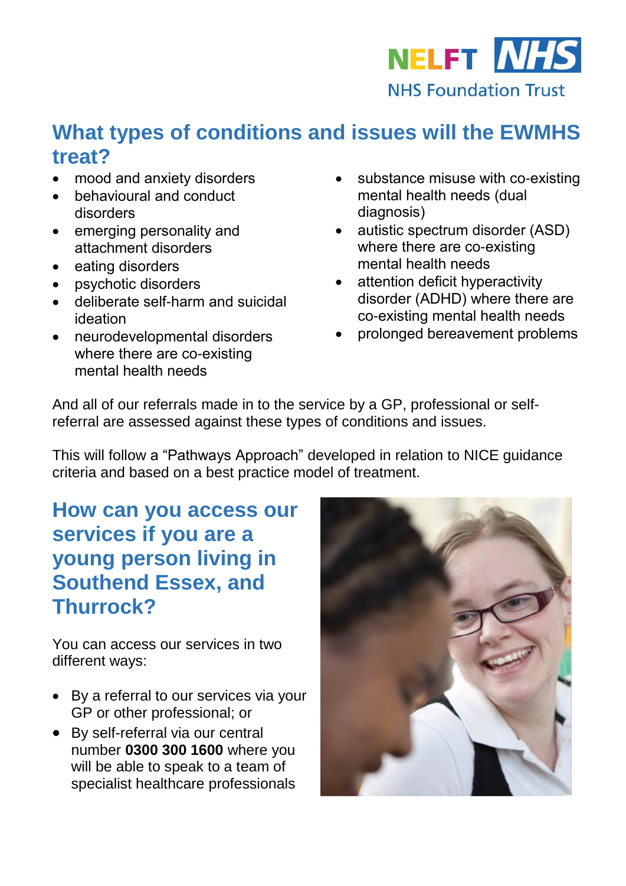## What types of conditions and issues will the EWMHS treat?

- mood and anxiety disorders
- behavioural and conduct disorders
- emerging personality and attachment disorders
- eating disorders
- psychotic disorders
- deliberate self-harm and suicidal ideation
- neurodevelopmental disorders where there are co-existing mental health needs
- substance misuse with co-existing mental health needs (dual diagnosis)
- autistic spectrum disorder (ASD) where there are co-existing mental health needs
- attention deficit hyperactivity disorder (ADHD) where there are co-existing mental health needs
- prolonged bereavement problems

And all of our referrals made in to the service by a GP, professional or self-referral are assessed against these types of conditions and issues.

This will follow a "Pathways Approach" developed in relation to NICE guidance criteria and based on a best practice model of treatment.

## How can you access our services if you are a young person living in Southend Essex, and Thurrock?

You can access our services in two different ways:

- By a referral to our services via your GP or other professional; or
- By self-referral via our central number **0300 300 1600** where you will be able to speak to a team of specialist healthcare professionals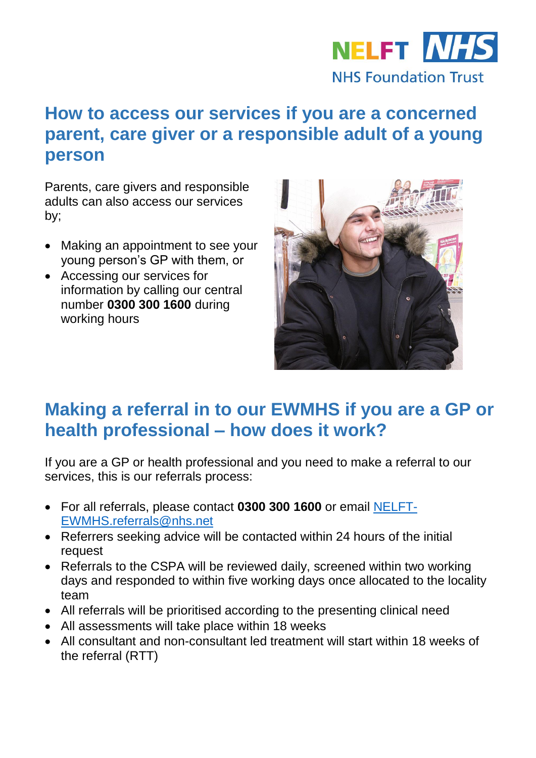## How to access our services if you are a concerned parent, care giver or a responsible adult of a young person

Parents, care givers and responsible adults can also access our services by;

- Making an appointment to see your young person's GP with them, or
- Accessing our services for information by calling our central number **0300 300 1600** during working hours

## Making a referral in to our EWMHS if you are a GP or health professional – how does it work?

If you are a GP or health professional and you need to make a referral to our services, this is our referrals process:

- For all referrals, please contact **0300 300 1600** or email [NELFT-EWMHS.referrals@nhs.net](mailto:NELFT-EWMHS.referrals@nhs.net)
- Referrers seeking advice will be contacted within 24 hours of the initial request
- Referrals to the CSPA will be reviewed daily, screened within two working days and responded to within five working days once allocated to the locality team
- All referrals will be prioritised according to the presenting clinical need
- All assessments will take place within 18 weeks
- All consultant and non-consultant led treatment will start within 18 weeks of the referral (RTT)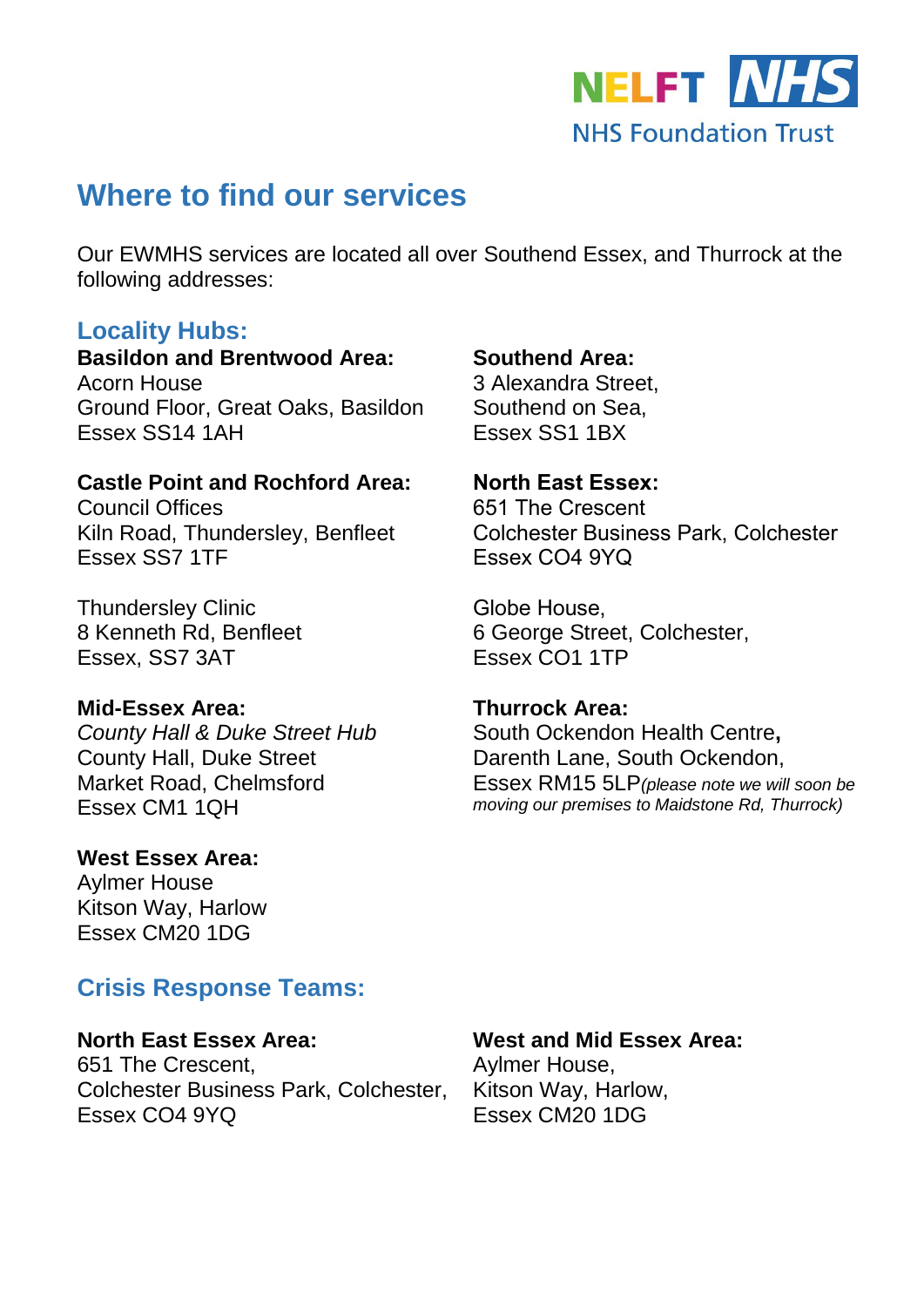NELFT NHS Foundation Trust

# Where to find our services

Our EWMHS services are located all over Southend Essex, and Thurrock at the following addresses:

## Locality Hubs:

**Basildon and Brentwood Area:**
Acorn House
Ground Floor, Great Oaks, Basildon
Essex SS14 1AH

**Castle Point and Rochford Area:**
Council Offices
Kiln Road, Thundersley, Benfleet
Essex SS7 1TF

Thundersley Clinic
8 Kenneth Rd, Benfleet
Essex, SS7 3AT

**Mid-Essex Area:**
*County Hall & Duke Street Hub*
County Hall, Duke Street
Market Road, Chelmsford
Essex CM1 1QH

**West Essex Area:**
Aylmer House
Kitson Way, Harlow
Essex CM20 1DG

**Southend Area:**
3 Alexandra Street,
Southend on Sea,
Essex SS1 1BX

**North East Essex:**
651 The Crescent
Colchester Business Park, Colchester
Essex CO4 9YQ

Globe House,
6 George Street, Colchester,
Essex CO1 1TP

**Thurrock Area:**
South Ockendon Health Centre**,**
Darenth Lane, South Ockendon,
Essex RM15 5LP*(please note we will soon be moving our premises to Maidstone Rd, Thurrock)*

## Crisis Response Teams:

**North East Essex Area:**
651 The Crescent,
Colchester Business Park, Colchester,
Essex CO4 9YQ

**West and Mid Essex Area:**
Aylmer House,
Kitson Way, Harlow,
Essex CM20 1DG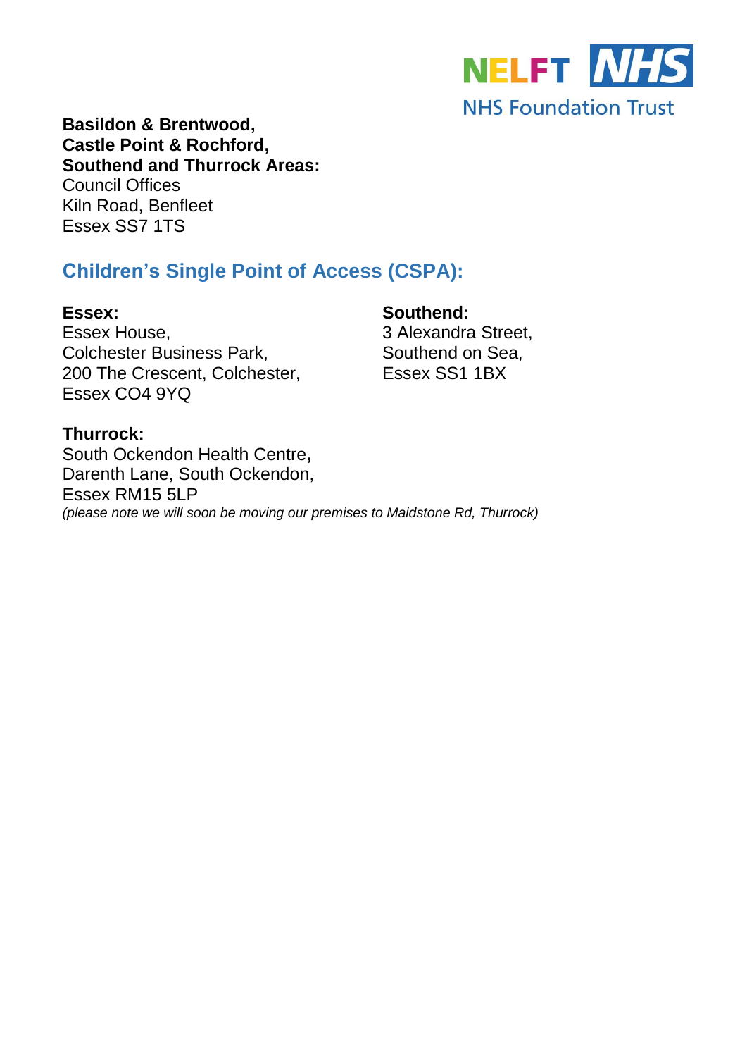NELFT NHS
NHS Foundation Trust

**Basildon & Brentwood,**
**Castle Point & Rochford,**
**Southend and Thurrock Areas:**
Council Offices
Kiln Road, Benfleet
Essex SS7 1TS

## Children's Single Point of Access (CSPA):

**Essex:**
Essex House,
Colchester Business Park,
200 The Crescent, Colchester,
Essex CO4 9YQ

**Southend:**
3 Alexandra Street,
Southend on Sea,
Essex SS1 1BX

**Thurrock:**
South Ockendon Health Centre**,**
Darenth Lane, South Ockendon,
Essex RM15 5LP
*(please note we will soon be moving our premises to Maidstone Rd, Thurrock)*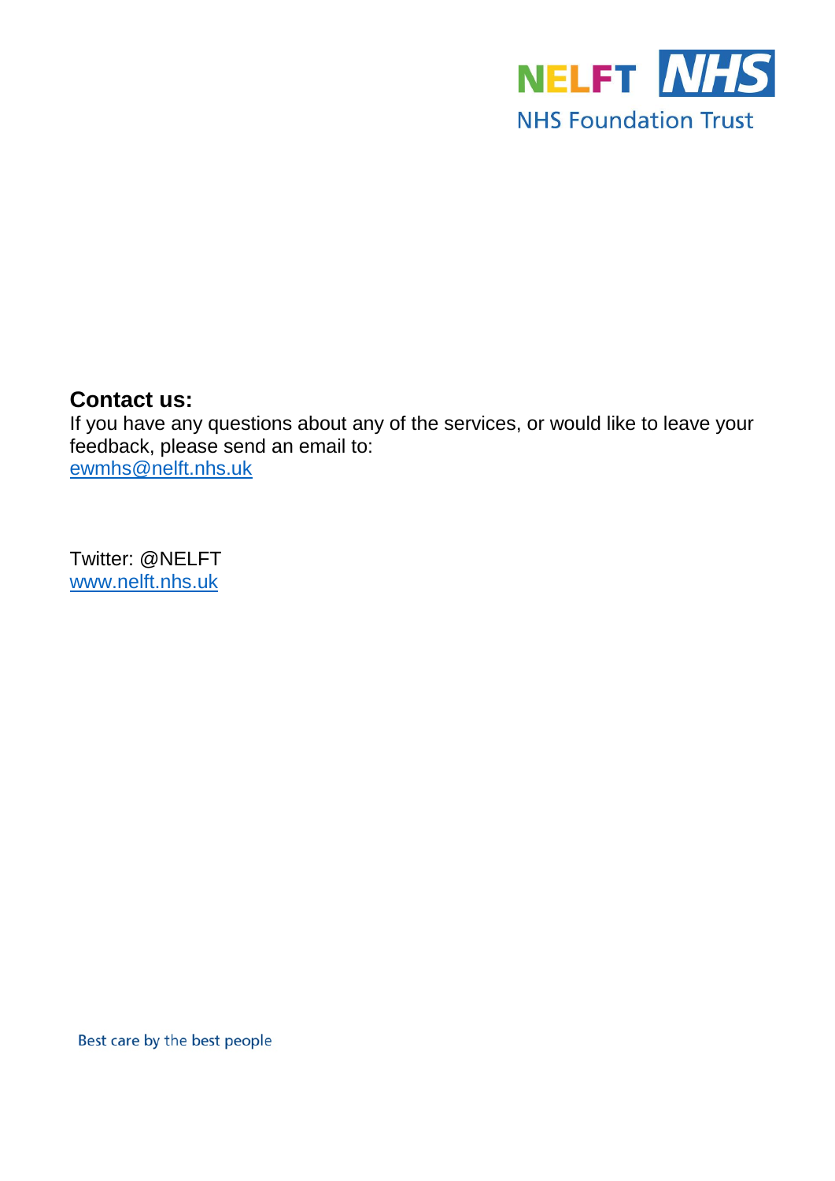NELFT NHS

NHS Foundation Trust

**Contact us:**

If you have any questions about any of the services, or would like to leave your feedback, please send an email to:

[ewmhs@nelft.nhs.uk](mailto:ewmhs@nelft.nhs.uk)

Twitter: @NELFT

[www.nelft.nhs.uk](http://www.nelft.nhs.uk)

Best care by the best people